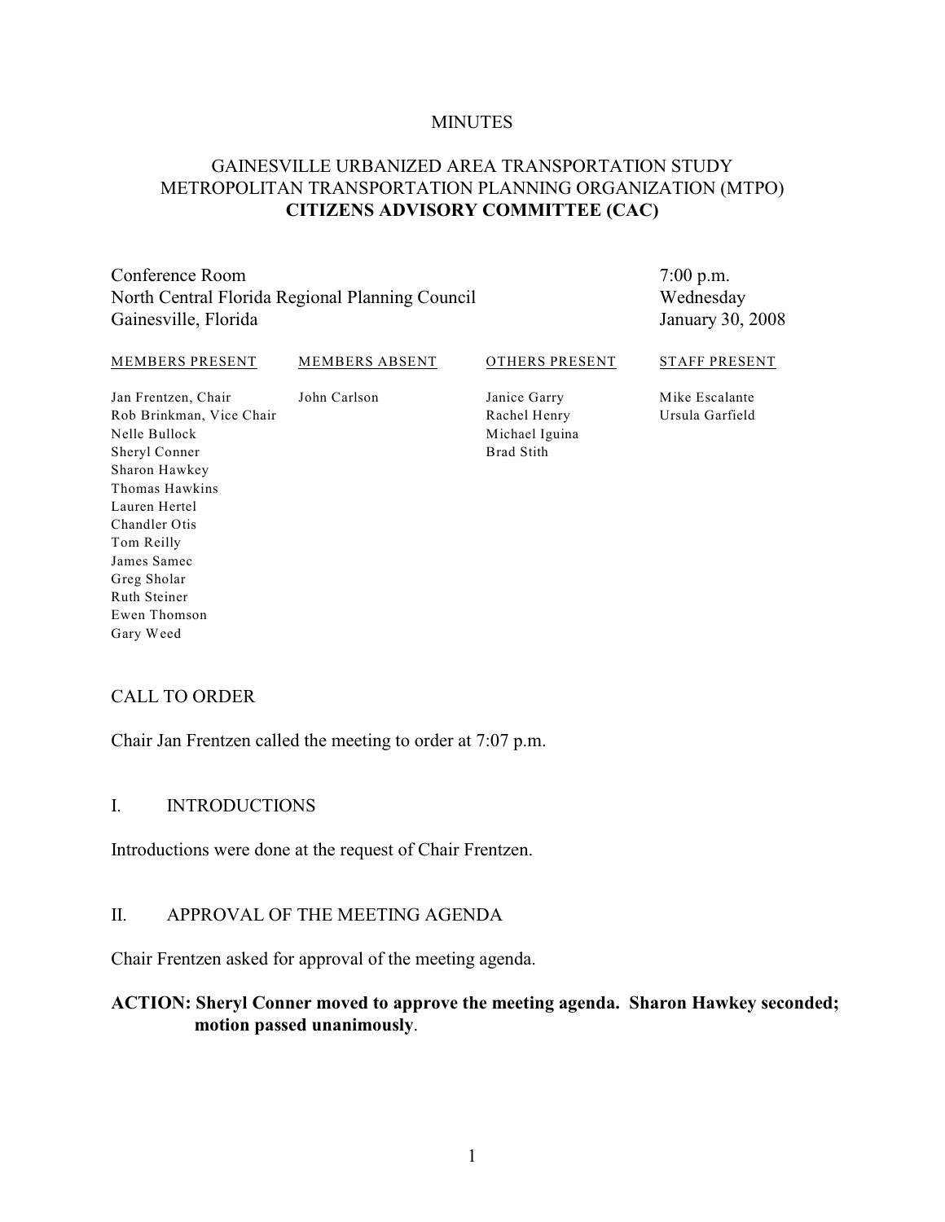MINUTES

# GAINESVILLE URBANIZED AREA TRANSPORTATION STUDY METROPOLITAN TRANSPORTATION PLANNING ORGANIZATION (MTPO) **CITIZENS ADVISORY COMMITTEE (CAC)**

| | |
|---|---|
| Conference Room | 7:00 p.m. |
| North Central Florida Regional Planning Council | Wednesday |
| Gainesville, Florida | January 30, 2008 |

| MEMBERS PRESENT | MEMBERS ABSENT | OTHERS PRESENT | STAFF PRESENT |
|---|---|---|---|
| Jan Frentzen, Chair | John Carlson | Janice Garry | Mike Escalante |
| Rob Brinkman, Vice Chair | | Rachel Henry | Ursula Garfield |
| Nelle Bullock | | Michael Iguina | |
| Sheryl Conner | | Brad Stith | |
| Sharon Hawkey | | | |
| Thomas Hawkins | | | |
| Lauren Hertel | | | |
| Chandler Otis | | | |
| Tom Reilly | | | |
| James Samec | | | |
| Greg Sholar | | | |
| Ruth Steiner | | | |
| Ewen Thomson | | | |
| Gary Weed | | | |

## CALL TO ORDER

Chair Jan Frentzen called the meeting to order at 7:07 p.m.

## I. INTRODUCTIONS

Introductions were done at the request of Chair Frentzen.

## II. APPROVAL OF THE MEETING AGENDA

Chair Frentzen asked for approval of the meeting agenda.

**ACTION: Sheryl Conner moved to approve the meeting agenda. Sharon Hawkey seconded; motion passed unanimously**.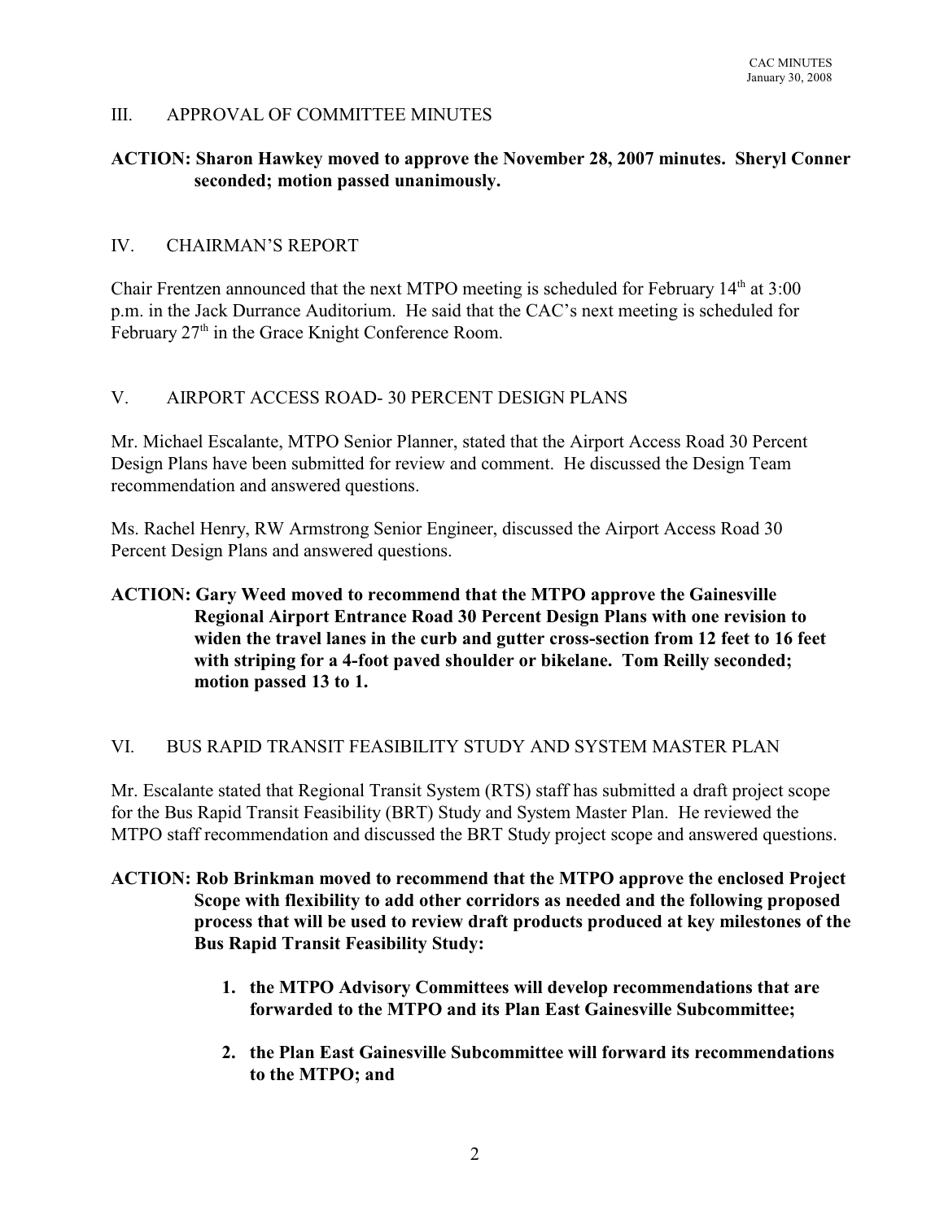## III. APPROVAL OF COMMITTEE MINUTES

**ACTION: Sharon Hawkey moved to approve the November 28, 2007 minutes. Sheryl Conner seconded; motion passed unanimously.**

## IV. CHAIRMAN'S REPORT

Chair Frentzen announced that the next MTPO meeting is scheduled for February 14th at 3:00 p.m. in the Jack Durrance Auditorium. He said that the CAC's next meeting is scheduled for February 27th in the Grace Knight Conference Room.

## V. AIRPORT ACCESS ROAD- 30 PERCENT DESIGN PLANS

Mr. Michael Escalante, MTPO Senior Planner, stated that the Airport Access Road 30 Percent Design Plans have been submitted for review and comment. He discussed the Design Team recommendation and answered questions.

Ms. Rachel Henry, RW Armstrong Senior Engineer, discussed the Airport Access Road 30 Percent Design Plans and answered questions.

**ACTION: Gary Weed moved to recommend that the MTPO approve the Gainesville Regional Airport Entrance Road 30 Percent Design Plans with one revision to widen the travel lanes in the curb and gutter cross-section from 12 feet to 16 feet with striping for a 4-foot paved shoulder or bikelane. Tom Reilly seconded; motion passed 13 to 1.**

## VI. BUS RAPID TRANSIT FEASIBILITY STUDY AND SYSTEM MASTER PLAN

Mr. Escalante stated that Regional Transit System (RTS) staff has submitted a draft project scope for the Bus Rapid Transit Feasibility (BRT) Study and System Master Plan. He reviewed the MTPO staff recommendation and discussed the BRT Study project scope and answered questions.

**ACTION: Rob Brinkman moved to recommend that the MTPO approve the enclosed Project Scope with flexibility to add other corridors as needed and the following proposed process that will be used to review draft products produced at key milestones of the Bus Rapid Transit Feasibility Study:**

1. **the MTPO Advisory Committees will develop recommendations that are forwarded to the MTPO and its Plan East Gainesville Subcommittee;**
2. **the Plan East Gainesville Subcommittee will forward its recommendations to the MTPO; and**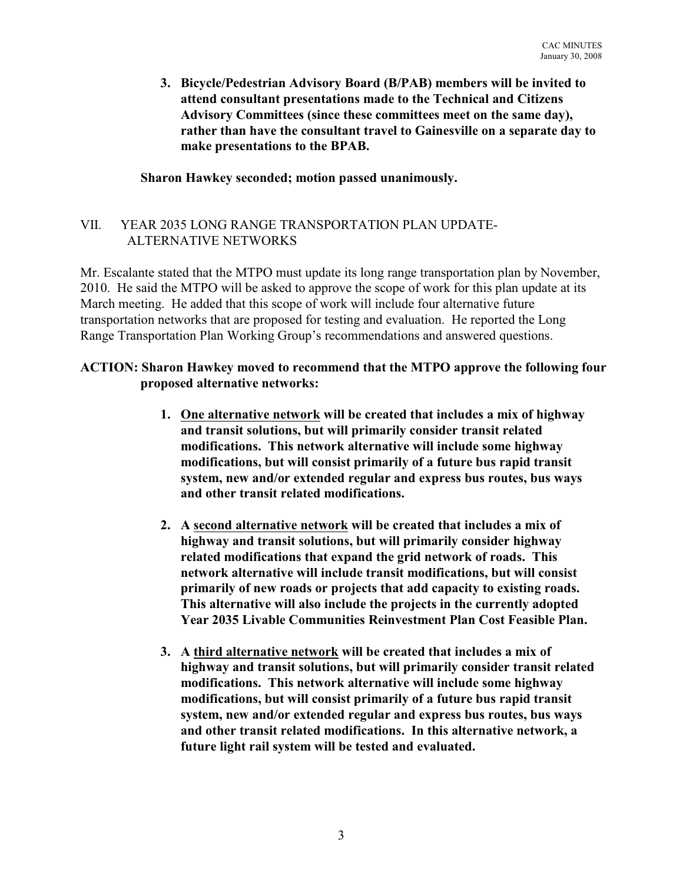3. **Bicycle/Pedestrian Advisory Board (B/PAB) members will be invited to attend consultant presentations made to the Technical and Citizens Advisory Committees (since these committees meet on the same day), rather than have the consultant travel to Gainesville on a separate day to make presentations to the BPAB.**

**Sharon Hawkey seconded; motion passed unanimously.**

## VII. YEAR 2035 LONG RANGE TRANSPORTATION PLAN UPDATE-ALTERNATIVE NETWORKS

Mr. Escalante stated that the MTPO must update its long range transportation plan by November, 2010. He said the MTPO will be asked to approve the scope of work for this plan update at its March meeting. He added that this scope of work will include four alternative future transportation networks that are proposed for testing and evaluation. He reported the Long Range Transportation Plan Working Group's recommendations and answered questions.

**ACTION: Sharon Hawkey moved to recommend that the MTPO approve the following four proposed alternative networks:**

1. **One alternative network will be created that includes a mix of highway and transit solutions, but will primarily consider transit related modifications. This network alternative will include some highway modifications, but will consist primarily of a future bus rapid transit system, new and/or extended regular and express bus routes, bus ways and other transit related modifications.**

2. **A second alternative network will be created that includes a mix of highway and transit solutions, but will primarily consider highway related modifications that expand the grid network of roads. This network alternative will include transit modifications, but will consist primarily of new roads or projects that add capacity to existing roads. This alternative will also include the projects in the currently adopted Year 2035 Livable Communities Reinvestment Plan Cost Feasible Plan.**

3. **A third alternative network will be created that includes a mix of highway and transit solutions, but will primarily consider transit related modifications. This network alternative will include some highway modifications, but will consist primarily of a future bus rapid transit system, new and/or extended regular and express bus routes, bus ways and other transit related modifications. In this alternative network, a future light rail system will be tested and evaluated.**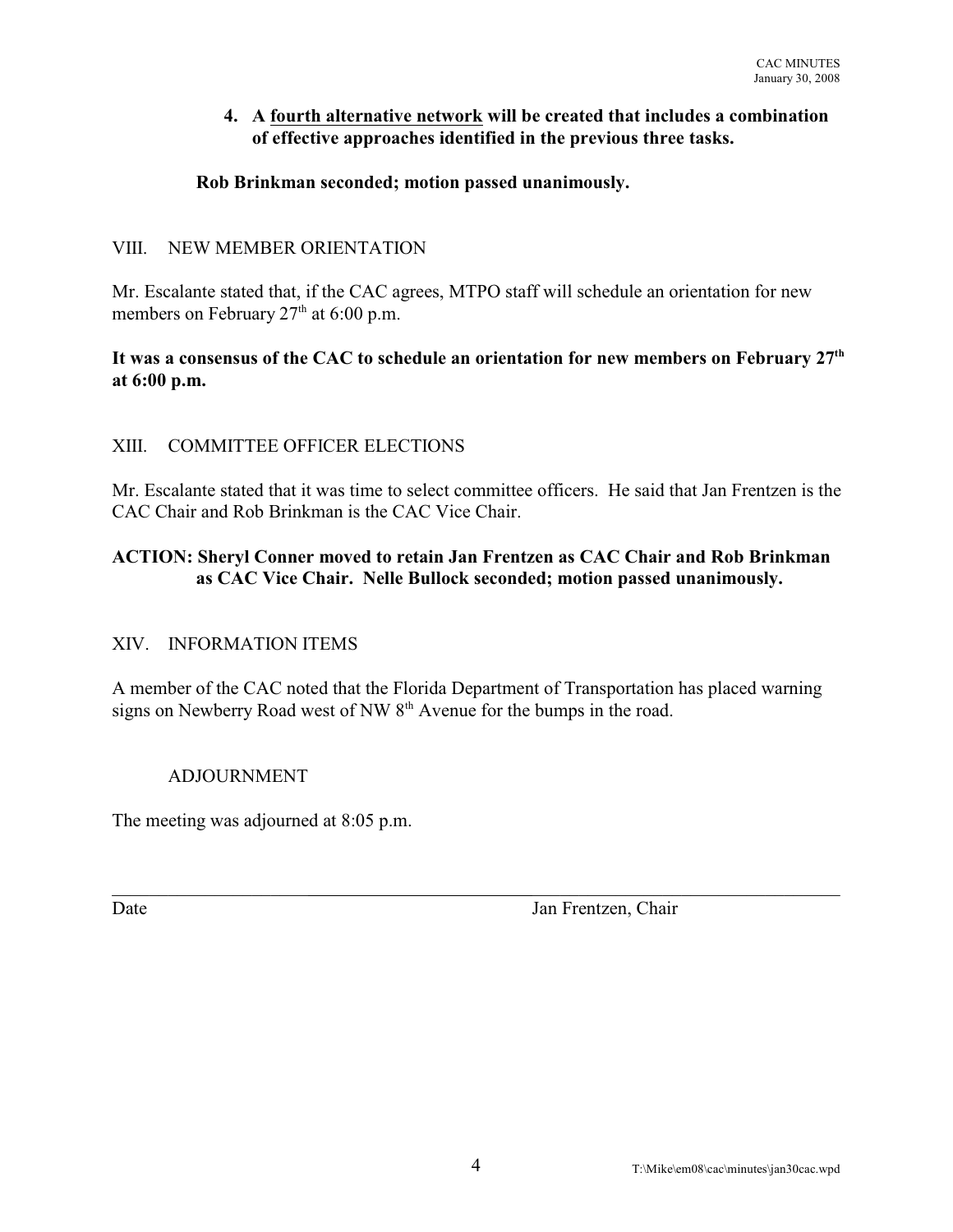4. **A <u>fourth alternative network</u> will be created that includes a combination of effective approaches identified in the previous three tasks.**

**Rob Brinkman seconded; motion passed unanimously.**

VIII. NEW MEMBER ORIENTATION

Mr. Escalante stated that, if the CAC agrees, MTPO staff will schedule an orientation for new members on February 27th at 6:00 p.m.

**It was a consensus of the CAC to schedule an orientation for new members on February 27th at 6:00 p.m.**

XIII. COMMITTEE OFFICER ELECTIONS

Mr. Escalante stated that it was time to select committee officers. He said that Jan Frentzen is the CAC Chair and Rob Brinkman is the CAC Vice Chair.

**ACTION: Sheryl Conner moved to retain Jan Frentzen as CAC Chair and Rob Brinkman as CAC Vice Chair. Nelle Bullock seconded; motion passed unanimously.**

XIV. INFORMATION ITEMS

A member of the CAC noted that the Florida Department of Transportation has placed warning signs on Newberry Road west of NW 8th Avenue for the bumps in the road.

ADJOURNMENT

The meeting was adjourned at 8:05 p.m.

\_\_\_\_\_\_\_\_\_\_\_\_\_\_\_\_\_\_\_\_\_\_\_\_\_\_\_\_\_\_\_\_\_\_\_\_\_\_\_\_\_\_\_\_\_\_\_\_\_\_\_\_\_\_\_\_\_\_\_\_

Date                                                                    Jan Frentzen, Chair

T:\Mike\em08\cac\minutes\jan30cac.wpd